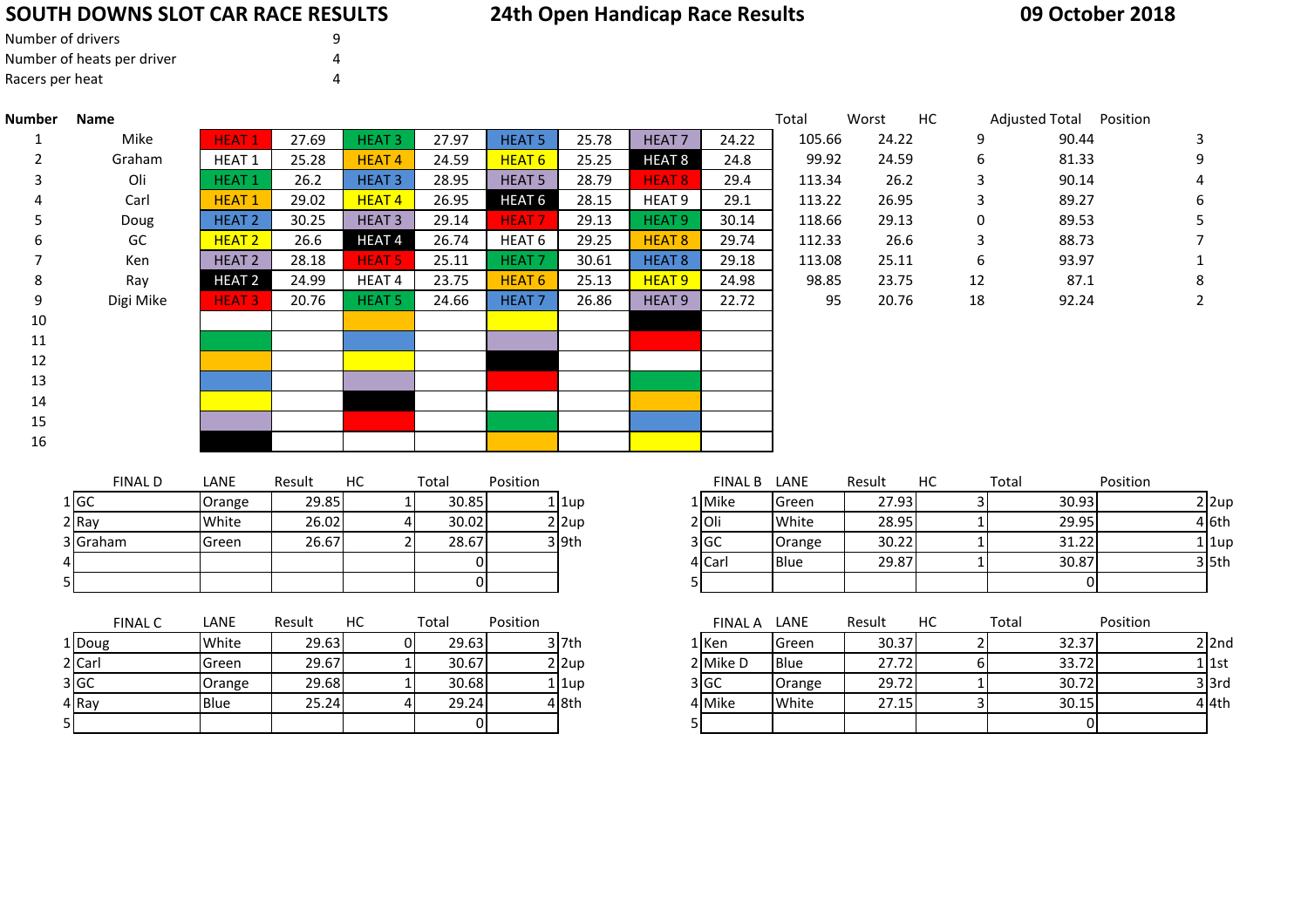# SOUTH DOWNS SLOT CAR RACE RESULTS

## 24th Open Handicap Race Results

**09 October 2018**

| | |
|---|---|
| Number of drivers | 9 |
| Number of heats per driver | 4 |
| Racers per heat | 4 |

| Number | Name | | | | | | | | | Total | Worst | HC | Adjusted Total | Position |
|---|---|---|---|---|---|---|---|---|---|---|---|---|---|---|
| 1 | Mike | HEAT 1 | 27.69 | HEAT 3 | 27.97 | HEAT 5 | 25.78 | HEAT 7 | 24.22 | 105.66 | 24.22 | 9 | 90.44 | 3 |
| 2 | Graham | HEAT 1 | 25.28 | HEAT 4 | 24.59 | HEAT 6 | 25.25 | HEAT 8 | 24.8 | 99.92 | 24.59 | 6 | 81.33 | 9 |
| 3 | Oli | HEAT 1 | 26.2 | HEAT 3 | 28.95 | HEAT 5 | 28.79 | HEAT 8 | 29.4 | 113.34 | 26.2 | 3 | 90.14 | 4 |
| 4 | Carl | HEAT 1 | 29.02 | HEAT 4 | 26.95 | HEAT 6 | 28.15 | HEAT 9 | 29.1 | 113.22 | 26.95 | 3 | 89.27 | 6 |
| 5 | Doug | HEAT 2 | 30.25 | HEAT 3 | 29.14 | HEAT 7 | 29.13 | HEAT 9 | 30.14 | 118.66 | 29.13 | 0 | 89.53 | 5 |
| 6 | GC | HEAT 2 | 26.6 | HEAT 4 | 26.74 | HEAT 6 | 29.25 | HEAT 8 | 29.74 | 112.33 | 26.6 | 3 | 88.73 | 7 |
| 7 | Ken | HEAT 2 | 28.18 | HEAT 5 | 25.11 | HEAT 7 | 30.61 | HEAT 8 | 29.18 | 113.08 | 25.11 | 6 | 93.97 | 1 |
| 8 | Ray | HEAT 2 | 24.99 | HEAT 4 | 23.75 | HEAT 6 | 25.13 | HEAT 9 | 24.98 | 98.85 | 23.75 | 12 | 87.1 | 8 |
| 9 | Digi Mike | HEAT 3 | 20.76 | HEAT 5 | 24.66 | HEAT 7 | 26.86 | HEAT 9 | 22.72 | 95 | 20.76 | 18 | 92.24 | 2 |
| 10 | | | | | | | | | | | | | | |
| 11 | | | | | | | | | | | | | | |
| 12 | | | | | | | | | | | | | | |
| 13 | | | | | | | | | | | | | | |
| 14 | | | | | | | | | | | | | | |
| 15 | | | | | | | | | | | | | | |
| 16 | | | | | | | | | | | | | | |

| | FINAL D | LANE | Result | HC | Total | Position | |
|---|---|---|---|---|---|---|---|
| 1 | GC | Orange | 29.85 | 1 | 30.85 | 1 | 1up |
| 2 | Ray | White | 26.02 | 4 | 30.02 | 2 | 2up |
| 3 | Graham | Green | 26.67 | 2 | 28.67 | 3 | 9th |
| 4 | | | | | 0 | | |
| 5 | | | | | 0 | | |

| | FINAL B | LANE | Result | HC | Total | Position | |
|---|---|---|---|---|---|---|---|
| 1 | Mike | Green | 27.93 | 3 | 30.93 | 2 | 2up |
| 2 | Oli | White | 28.95 | 1 | 29.95 | 4 | 6th |
| 3 | GC | Orange | 30.22 | 1 | 31.22 | 1 | 1up |
| 4 | Carl | Blue | 29.87 | 1 | 30.87 | 3 | 5th |
| 5 | | | | | 0 | | |

| | FINAL C | LANE | Result | HC | Total | Position | |
|---|---|---|---|---|---|---|---|
| 1 | Doug | White | 29.63 | 0 | 29.63 | 3 | 7th |
| 2 | Carl | Green | 29.67 | 1 | 30.67 | 2 | 2up |
| 3 | GC | Orange | 29.68 | 1 | 30.68 | 1 | 1up |
| 4 | Ray | Blue | 25.24 | 4 | 29.24 | 4 | 8th |
| 5 | | | | | 0 | | |

| | FINAL A | LANE | Result | HC | Total | Position | |
|---|---|---|---|---|---|---|---|
| 1 | Ken | Green | 30.37 | 2 | 32.37 | 2 | 2nd |
| 2 | Mike D | Blue | 27.72 | 6 | 33.72 | 1 | 1st |
| 3 | GC | Orange | 29.72 | 1 | 30.72 | 3 | 3rd |
| 4 | Mike | White | 27.15 | 3 | 30.15 | 4 | 4th |
| 5 | | | | | 0 | | |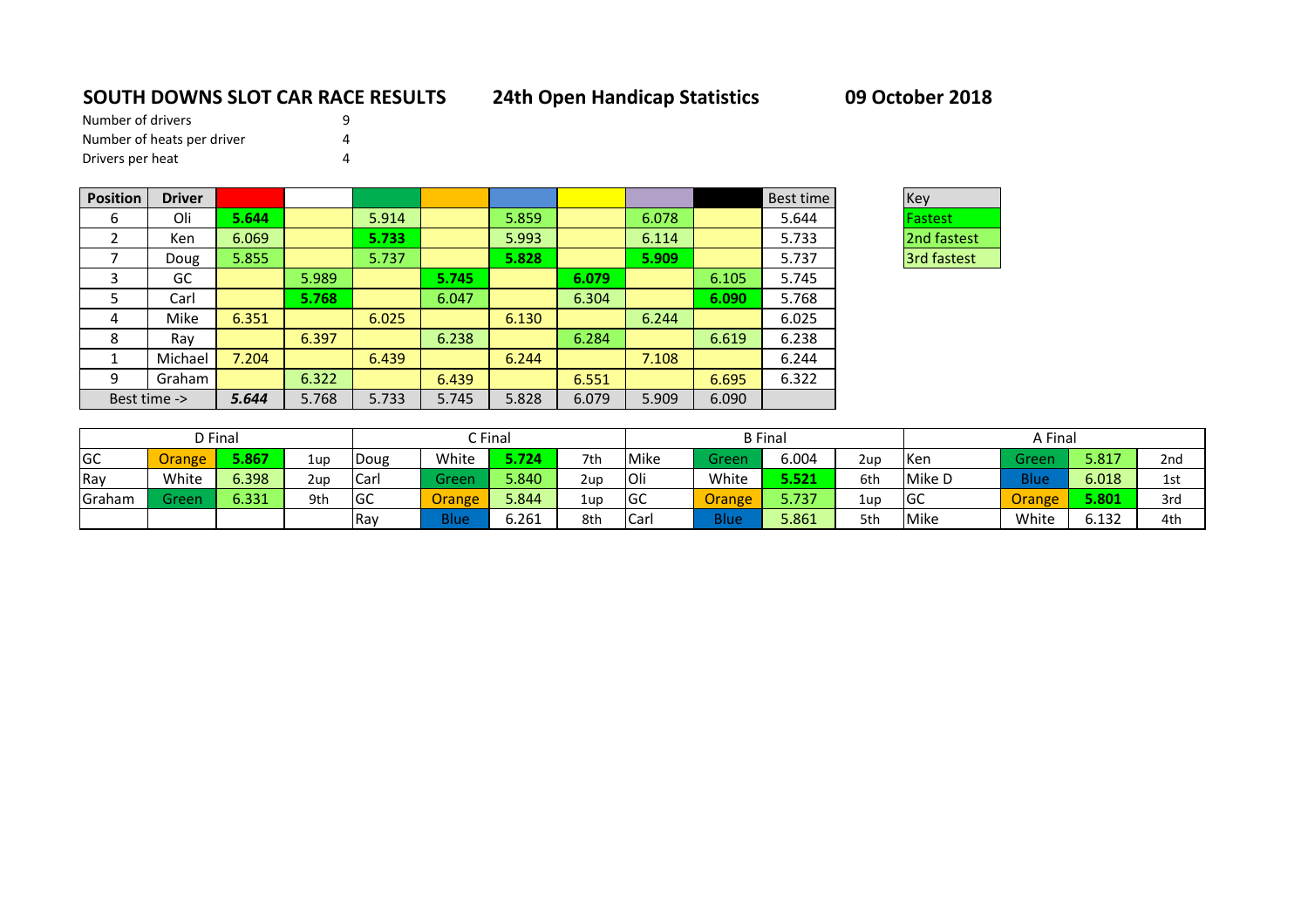# SOUTH DOWNS SLOT CAR RACE RESULTS 24th Open Handicap Statistics 09 October 2018

Number of drivers 9
Number of heats per driver 4
Drivers per heat 4

| Position | Driver | | | | | | | | | Best time |
|---|---|---|---|---|---|---|---|---|---|---|
| 6 | Oli | **5.644** | | 5.914 | | 5.859 | | 6.078 | | 5.644 |
| 2 | Ken | 6.069 | | **5.733** | | 5.993 | | 6.114 | | 5.733 |
| 7 | Doug | 5.855 | | 5.737 | | **5.828** | | **5.909** | | 5.737 |
| 3 | GC | | 5.989 | | **5.745** | | **6.079** | | 6.105 | 5.745 |
| 5 | Carl | | **5.768** | | 6.047 | | 6.304 | | **6.090** | 5.768 |
| 4 | Mike | 6.351 | | 6.025 | | 6.130 | | 6.244 | | 6.025 |
| 8 | Ray | | 6.397 | | 6.238 | | 6.284 | | 6.619 | 6.238 |
| 1 | Michael | 7.204 | | 6.439 | | 6.244 | | 7.108 | | 6.244 |
| 9 | Graham | | 6.322 | | 6.439 | | 6.551 | | 6.695 | 6.322 |
| Best time -> | | ***5.644*** | 5.768 | 5.733 | 5.745 | 5.828 | 6.079 | 5.909 | 6.090 | |

| Key |
|---|
| Fastest |
| 2nd fastest |
| 3rd fastest |

| D Final | | | | C Final | | | | B Final | | | | A Final | | | |
|---|---|---|---|---|---|---|---|---|---|---|---|---|---|---|---|
| GC | Orange | **5.867** | 1up | Doug | White | **5.724** | 7th | Mike | Green | 6.004 | 2up | Ken | Green | 5.817 | 2nd |
| Ray | White | 6.398 | 2up | Carl | Green | 5.840 | 2up | Oli | White | **5.521** | 6th | Mike D | Blue | 6.018 | 1st |
| Graham | Green | 6.331 | 9th | GC | Orange | 5.844 | 1up | GC | Orange | 5.737 | 1up | GC | Orange | **5.801** | 3rd |
| | | | | Ray | Blue | 6.261 | 8th | Carl | Blue | 5.861 | 5th | Mike | White | 6.132 | 4th |